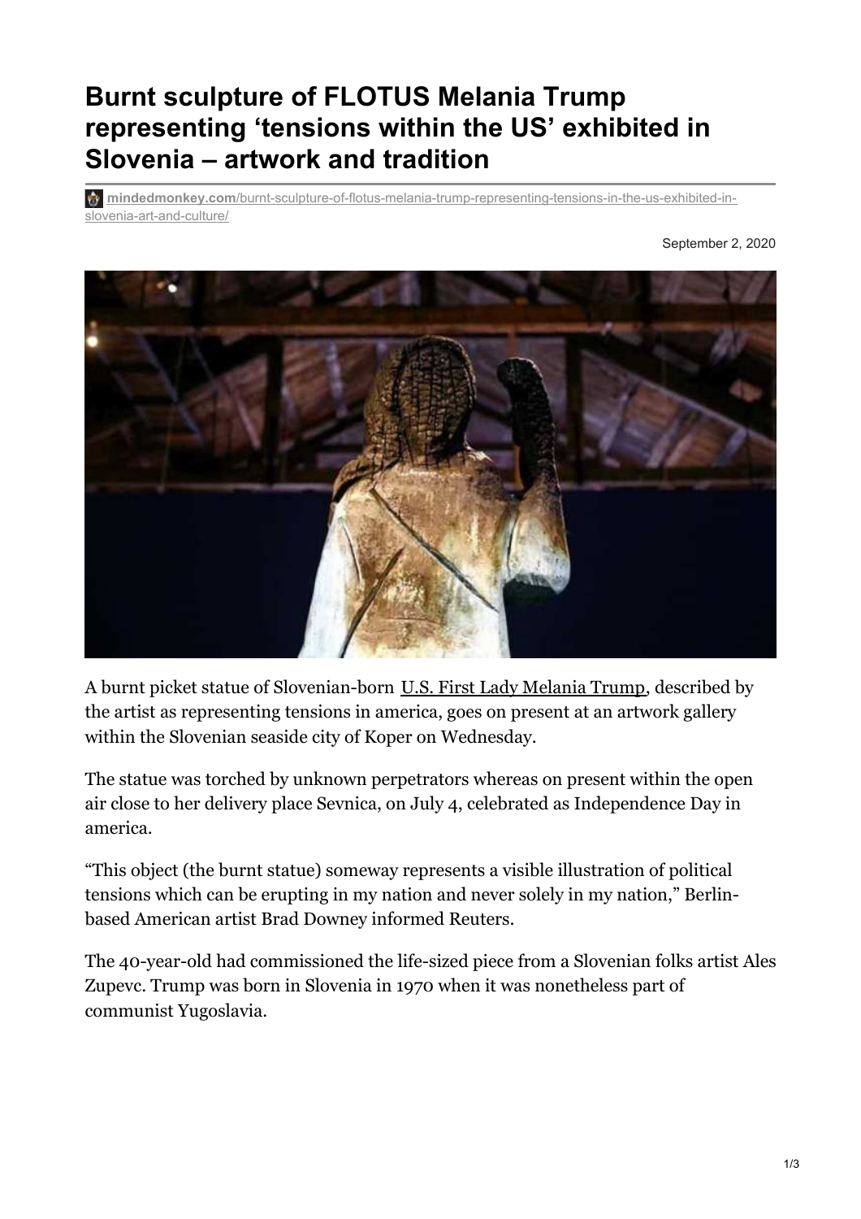# Burnt sculpture of FLOTUS Melania Trump representing 'tensions within the US' exhibited in Slovenia – artwork and tradition

**mindedmonkey.com**/burnt-sculpture-of-flotus-melania-trump-representing-tensions-in-the-us-exhibited-in-slovenia-art-and-culture/

September 2, 2020

A burnt picket statue of Slovenian-born U.S. First Lady Melania Trump, described by the artist as representing tensions in america, goes on present at an artwork gallery within the Slovenian seaside city of Koper on Wednesday.

The statue was torched by unknown perpetrators whereas on present within the open air close to her delivery place Sevnica, on July 4, celebrated as Independence Day in america.

"This object (the burnt statue) someway represents a visible illustration of political tensions which can be erupting in my nation and never solely in my nation," Berlin-based American artist Brad Downey informed Reuters.

The 40-year-old had commissioned the life-sized piece from a Slovenian folks artist Ales Zupevc. Trump was born in Slovenia in 1970 when it was nonetheless part of communist Yugoslavia.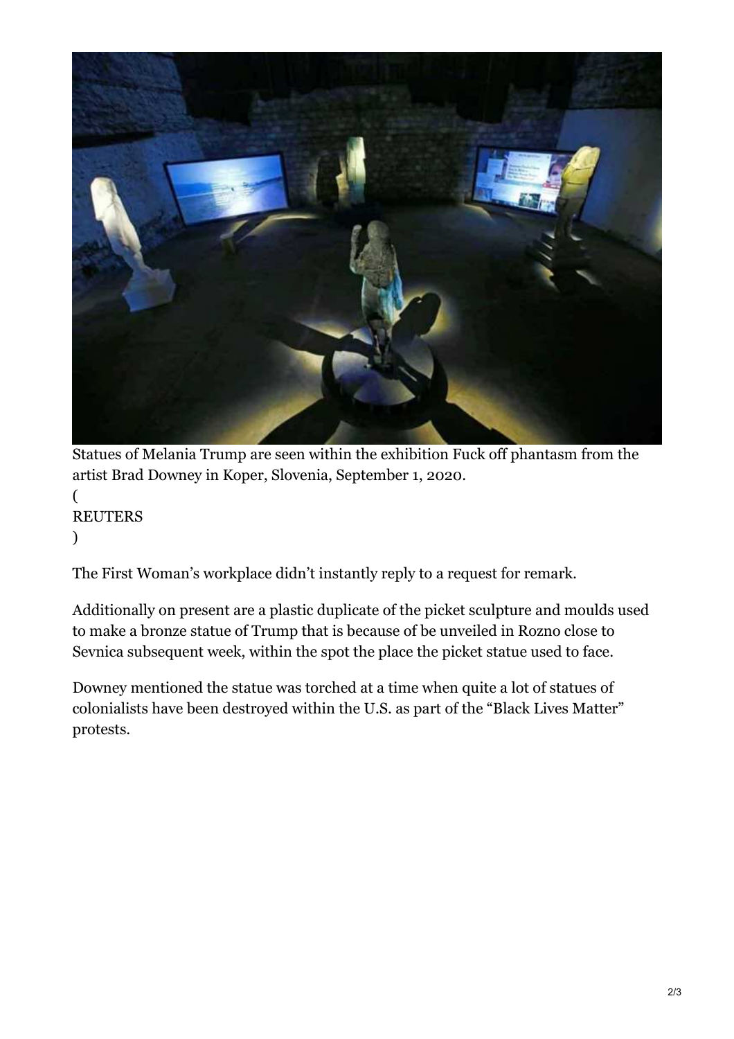Statues of Melania Trump are seen within the exhibition Fuck off phantasm from the artist Brad Downey in Koper, Slovenia, September 1, 2020.

(
REUTERS
)

The First Woman's workplace didn't instantly reply to a request for remark.

Additionally on present are a plastic duplicate of the picket sculpture and moulds used to make a bronze statue of Trump that is because of be unveiled in Rozno close to Sevnica subsequent week, within the spot the place the picket statue used to face.

Downey mentioned the statue was torched at a time when quite a lot of statues of colonialists have been destroyed within the U.S. as part of the "Black Lives Matter" protests.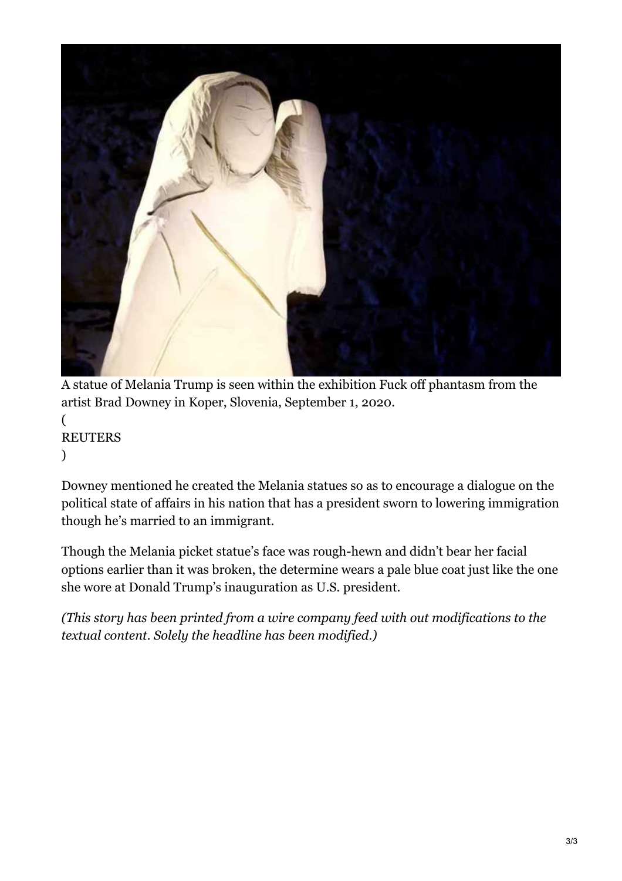A statue of Melania Trump is seen within the exhibition Fuck off phantasm from the artist Brad Downey in Koper, Slovenia, September 1, 2020.

(
REUTERS
)

Downey mentioned he created the Melania statues so as to encourage a dialogue on the political state of affairs in his nation that has a president sworn to lowering immigration though he's married to an immigrant.

Though the Melania picket statue's face was rough-hewn and didn't bear her facial options earlier than it was broken, the determine wears a pale blue coat just like the one she wore at Donald Trump's inauguration as U.S. president.

*(This story has been printed from a wire company feed with out modifications to the textual content. Solely the headline has been modified.)*